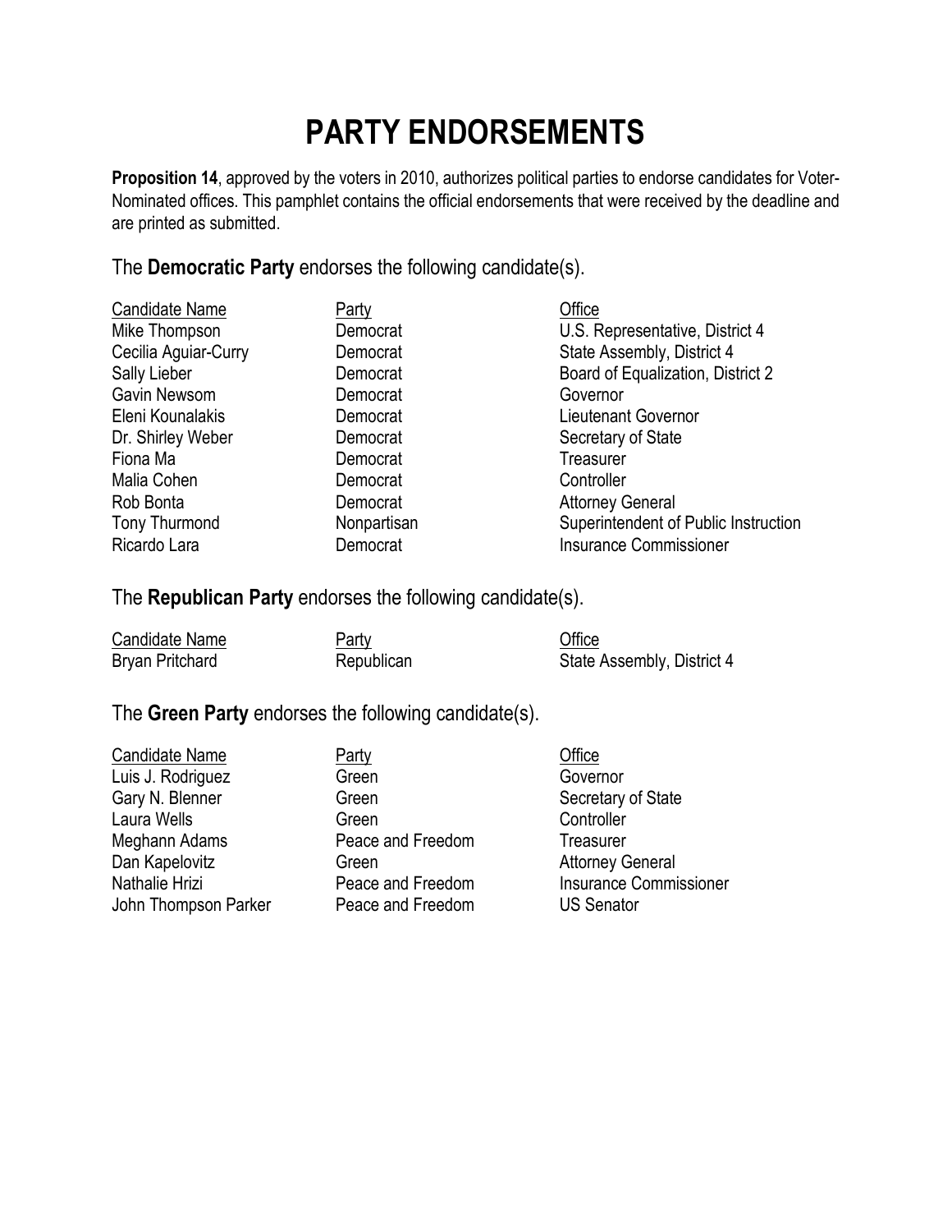# PARTY ENDORSEMENTS

**Proposition 14**, approved by the voters in 2010, authorizes political parties to endorse candidates for Voter-Nominated offices. This pamphlet contains the official endorsements that were received by the deadline and are printed as submitted.

The **Democratic Party** endorses the following candidate(s).

| Candidate Name | Party | Office |
|---|---|---|
| Mike Thompson | Democrat | U.S. Representative, District 4 |
| Cecilia Aguiar-Curry | Democrat | State Assembly, District 4 |
| Sally Lieber | Democrat | Board of Equalization, District 2 |
| Gavin Newsom | Democrat | Governor |
| Eleni Kounalakis | Democrat | Lieutenant Governor |
| Dr. Shirley Weber | Democrat | Secretary of State |
| Fiona Ma | Democrat | Treasurer |
| Malia Cohen | Democrat | Controller |
| Rob Bonta | Democrat | Attorney General |
| Tony Thurmond | Nonpartisan | Superintendent of Public Instruction |
| Ricardo Lara | Democrat | Insurance Commissioner |

The **Republican Party** endorses the following candidate(s).

| Candidate Name | Party | Office |
|---|---|---|
| Bryan Pritchard | Republican | State Assembly, District 4 |

The **Green Party** endorses the following candidate(s).

| Candidate Name | Party | Office |
|---|---|---|
| Luis J. Rodriguez | Green | Governor |
| Gary N. Blenner | Green | Secretary of State |
| Laura Wells | Green | Controller |
| Meghann Adams | Peace and Freedom | Treasurer |
| Dan Kapelovitz | Green | Attorney General |
| Nathalie Hrizi | Peace and Freedom | Insurance Commissioner |
| John Thompson Parker | Peace and Freedom | US Senator |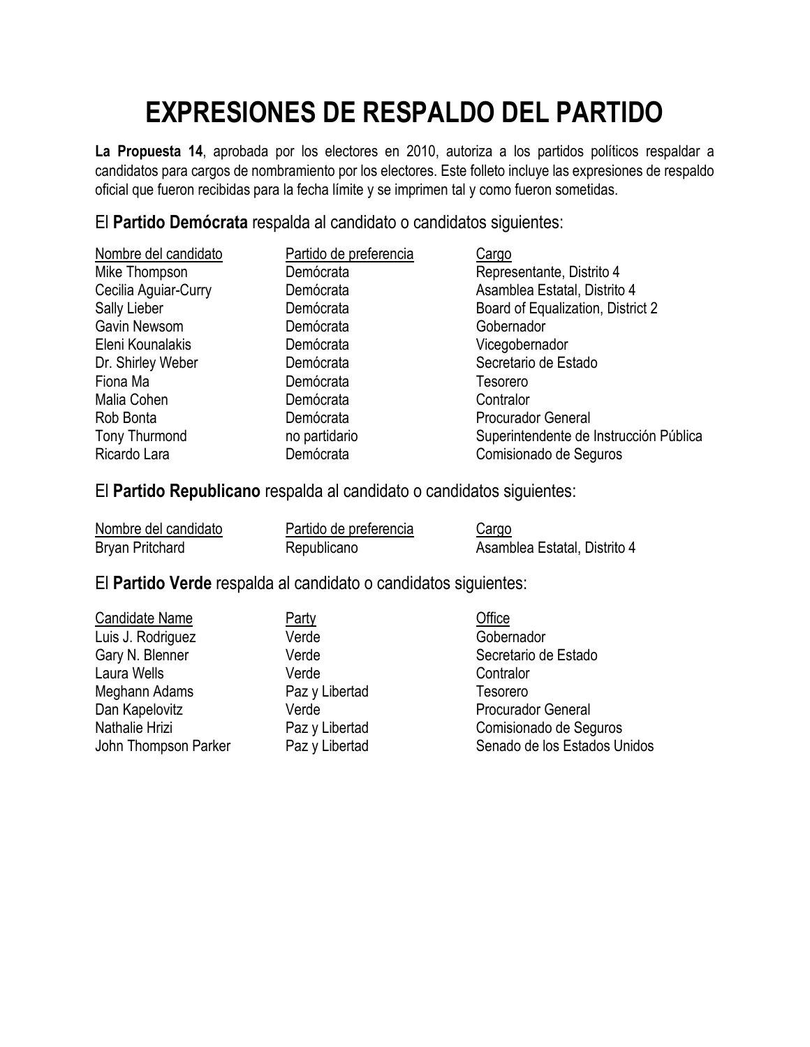# EXPRESIONES DE RESPALDO DEL PARTIDO

**La Propuesta 14**, aprobada por los electores en 2010, autoriza a los partidos políticos respaldar a candidatos para cargos de nombramiento por los electores. Este folleto incluye las expresiones de respaldo oficial que fueron recibidas para la fecha límite y se imprimen tal y como fueron sometidas.

El **Partido Demócrata** respalda al candidato o candidatos siguientes:

| Nombre del candidato | Partido de preferencia | Cargo |
|---|---|---|
| Mike Thompson | Demócrata | Representante, Distrito 4 |
| Cecilia Aguiar-Curry | Demócrata | Asamblea Estatal, Distrito 4 |
| Sally Lieber | Demócrata | Board of Equalization, District 2 |
| Gavin Newsom | Demócrata | Gobernador |
| Eleni Kounalakis | Demócrata | Vicegobernador |
| Dr. Shirley Weber | Demócrata | Secretario de Estado |
| Fiona Ma | Demócrata | Tesorero |
| Malia Cohen | Demócrata | Contralor |
| Rob Bonta | Demócrata | Procurador General |
| Tony Thurmond | no partidario | Superintendente de Instrucción Pública |
| Ricardo Lara | Demócrata | Comisionado de Seguros |

El **Partido Republicano** respalda al candidato o candidatos siguientes:

| Nombre del candidato | Partido de preferencia | Cargo |
|---|---|---|
| Bryan Pritchard | Republicano | Asamblea Estatal, Distrito 4 |

El **Partido Verde** respalda al candidato o candidatos siguientes:

| Candidate Name | Party | Office |
|---|---|---|
| Luis J. Rodriguez | Verde | Gobernador |
| Gary N. Blenner | Verde | Secretario de Estado |
| Laura Wells | Verde | Contralor |
| Meghann Adams | Paz y Libertad | Tesorero |
| Dan Kapelovitz | Verde | Procurador General |
| Nathalie Hrizi | Paz y Libertad | Comisionado de Seguros |
| John Thompson Parker | Paz y Libertad | Senado de los Estados Unidos |